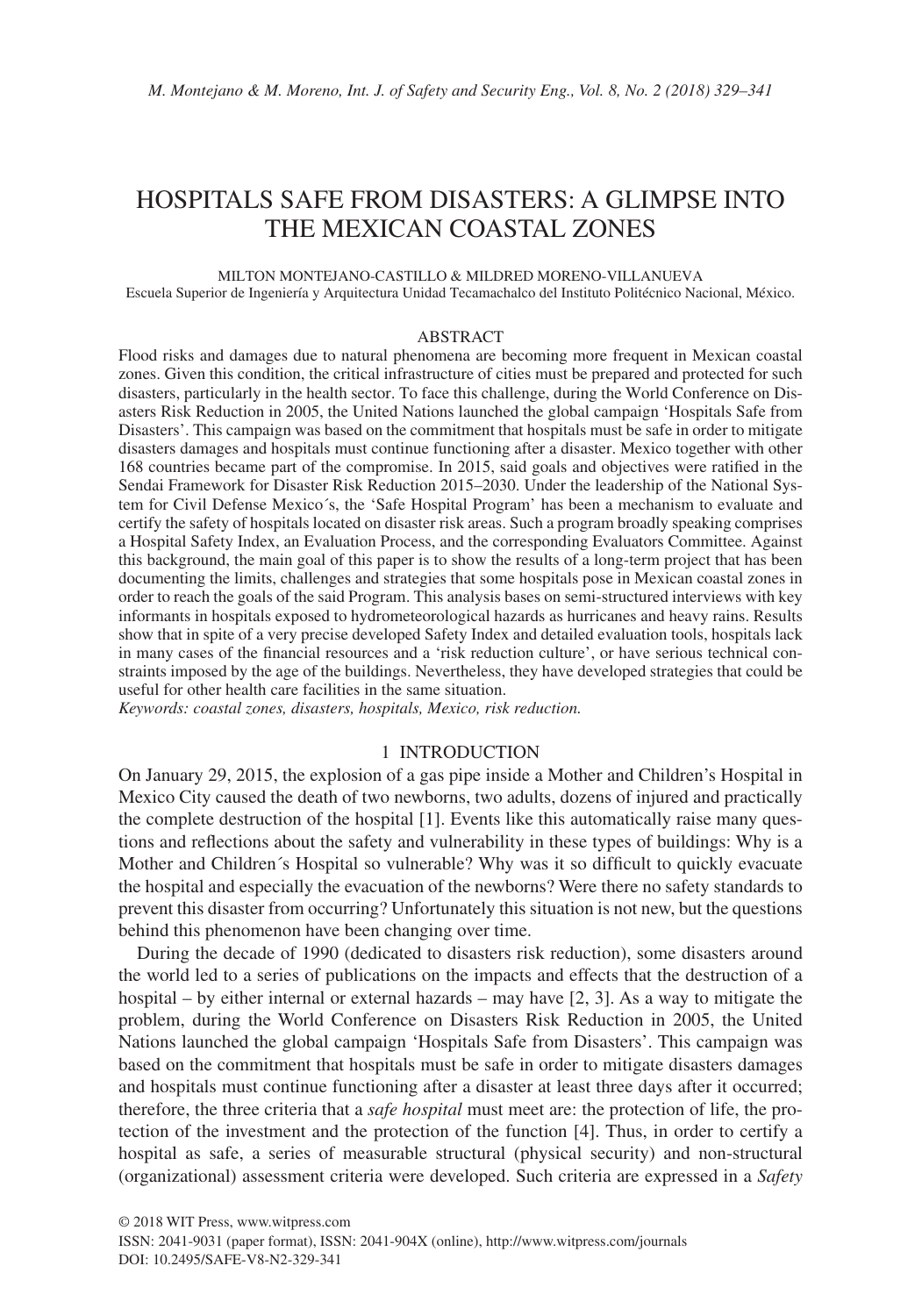# HOSPITALS SAFE FROM DISASTERS: A GLIMPSE INTO THE MEXICAN COASTAL ZONES

MILTON MONTEJANO-CASTILLO & MILDRED MORENO-VILLANUEVA

Escuela Superior de Ingeniería y Arquitectura Unidad Tecamachalco del Instituto Politécnico Nacional, México.

## ABSTRACT

Flood risks and damages due to natural phenomena are becoming more frequent in Mexican coastal zones. Given this condition, the critical infrastructure of cities must be prepared and protected for such disasters, particularly in the health sector. To face this challenge, during the World Conference on Disasters Risk Reduction in 2005, the United Nations launched the global campaign 'Hospitals Safe from Disasters'. This campaign was based on the commitment that hospitals must be safe in order to mitigate disasters damages and hospitals must continue functioning after a disaster. Mexico together with other 168 countries became part of the compromise. In 2015, said goals and objectives were ratified in the Sendai Framework for Disaster Risk Reduction 2015–2030. Under the leadership of the National System for Civil Defense Mexico´s, the 'Safe Hospital Program' has been a mechanism to evaluate and certify the safety of hospitals located on disaster risk areas. Such a program broadly speaking comprises a Hospital Safety Index, an Evaluation Process, and the corresponding Evaluators Committee. Against this background, the main goal of this paper is to show the results of a long-term project that has been documenting the limits, challenges and strategies that some hospitals pose in Mexican coastal zones in order to reach the goals of the said Program. This analysis bases on semi-structured interviews with key informants in hospitals exposed to hydrometeorological hazards as hurricanes and heavy rains. Results show that in spite of a very precise developed Safety Index and detailed evaluation tools, hospitals lack in many cases of the financial resources and a 'risk reduction culture', or have serious technical constraints imposed by the age of the buildings. Nevertheless, they have developed strategies that could be useful for other health care facilities in the same situation.

*Keywords: coastal zones, disasters, hospitals, Mexico, risk reduction.*

## 1 INTRODUCTION

On January 29, 2015, the explosion of a gas pipe inside a Mother and Children's Hospital in Mexico City caused the death of two newborns, two adults, dozens of injured and practically the complete destruction of the hospital [1]. Events like this automatically raise many questions and reflections about the safety and vulnerability in these types of buildings: Why is a Mother and Children´s Hospital so vulnerable? Why was it so difficult to quickly evacuate the hospital and especially the evacuation of the newborns? Were there no safety standards to prevent this disaster from occurring? Unfortunately this situation is not new, but the questions behind this phenomenon have been changing over time.

During the decade of 1990 (dedicated to disasters risk reduction), some disasters around the world led to a series of publications on the impacts and effects that the destruction of a hospital – by either internal or external hazards – may have [2, 3]. As a way to mitigate the problem, during the World Conference on Disasters Risk Reduction in 2005, the United Nations launched the global campaign 'Hospitals Safe from Disasters'. This campaign was based on the commitment that hospitals must be safe in order to mitigate disasters damages and hospitals must continue functioning after a disaster at least three days after it occurred; therefore, the three criteria that a *safe hospital* must meet are: the protection of life, the protection of the investment and the protection of the function [4]. Thus, in order to certify a hospital as safe, a series of measurable structural (physical security) and non-structural (organizational) assessment criteria were developed. Such criteria are expressed in a *Safety*

© 2018 WIT Press, www.witpress.com
ISSN: 2041-9031 (paper format), ISSN: 2041-904X (online), http://www.witpress.com/journals
DOI: 10.2495/SAFE-V8-N2-329-341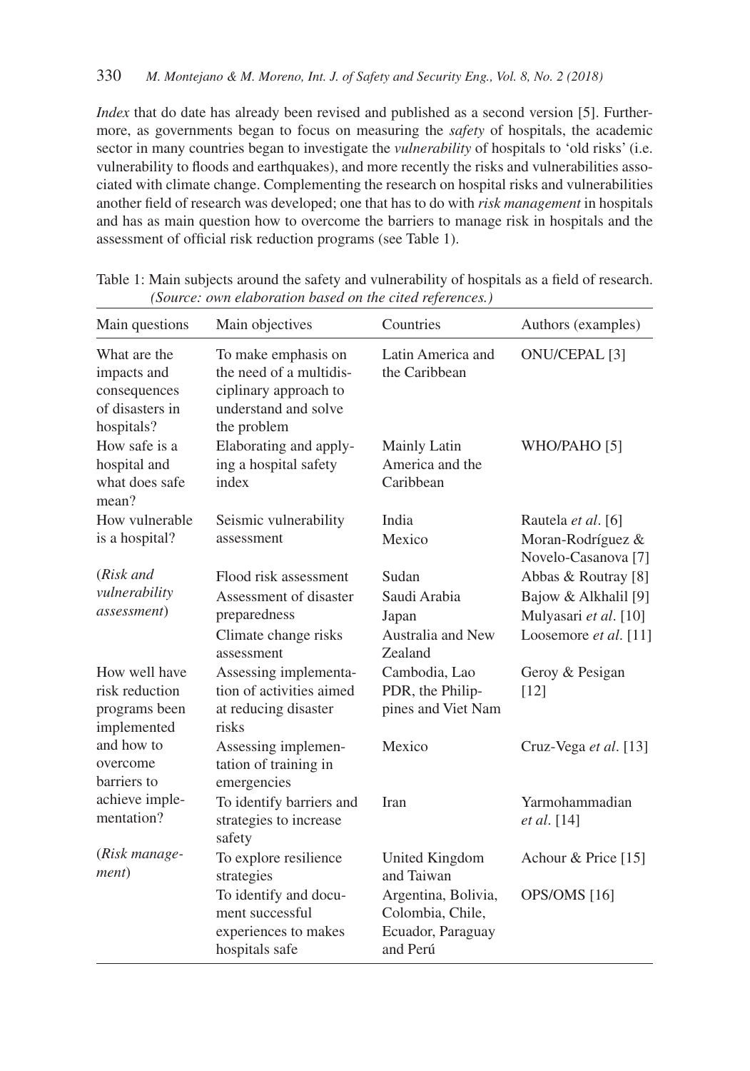*Index* that do date has already been revised and published as a second version [5]. Furthermore, as governments began to focus on measuring the *safety* of hospitals, the academic sector in many countries began to investigate the *vulnerability* of hospitals to 'old risks' (i.e. vulnerability to floods and earthquakes), and more recently the risks and vulnerabilities associated with climate change. Complementing the research on hospital risks and vulnerabilities another field of research was developed; one that has to do with *risk management* in hospitals and has as main question how to overcome the barriers to manage risk in hospitals and the assessment of official risk reduction programs (see Table 1).

Table 1: Main subjects around the safety and vulnerability of hospitals as a field of research. *(Source: own elaboration based on the cited references.)*

| Main questions | Main objectives | Countries | Authors (examples) |
|---|---|---|---|
| What are the impacts and consequences of disasters in hospitals? | To make emphasis on the need of a multidisciplinary approach to understand and solve the problem | Latin America and the Caribbean | ONU/CEPAL [3] |
| How safe is a hospital and what does safe mean? | Elaborating and applying a hospital safety index | Mainly Latin America and the Caribbean | WHO/PAHO [5] |
| How vulnerable is a hospital? | Seismic vulnerability assessment | India | Rautela *et al*. [6] |
| | | Mexico | Moran-Rodríguez & Novelo-Casanova [7] |
| (*Risk and vulnerability assessment*) | Flood risk assessment | Sudan | Abbas & Routray [8] |
| | Assessment of disaster preparedness | Saudi Arabia | Bajow & Alkhalil [9] |
| | | Japan | Mulyasari *et al*. [10] |
| | Climate change risks assessment | Australia and New Zealand | Loosemore *et al*. [11] |
| How well have risk reduction programs been implemented and how to overcome barriers to achieve implementation? | Assessing implementation of activities aimed at reducing disaster risks | Cambodia, Lao PDR, the Philippines and Viet Nam | Geroy & Pesigan [12] |
| | Assessing implementation of training in emergencies | Mexico | Cruz-Vega *et al*. [13] |
| | To identify barriers and strategies to increase safety | Iran | Yarmohammadian *et al*. [14] |
| (*Risk management*) | To explore resilience strategies | United Kingdom and Taiwan | Achour & Price [15] |
| | To identify and document successful experiences to makes hospitals safe | Argentina, Bolivia, Colombia, Chile, Ecuador, Paraguay and Perú | OPS/OMS [16] |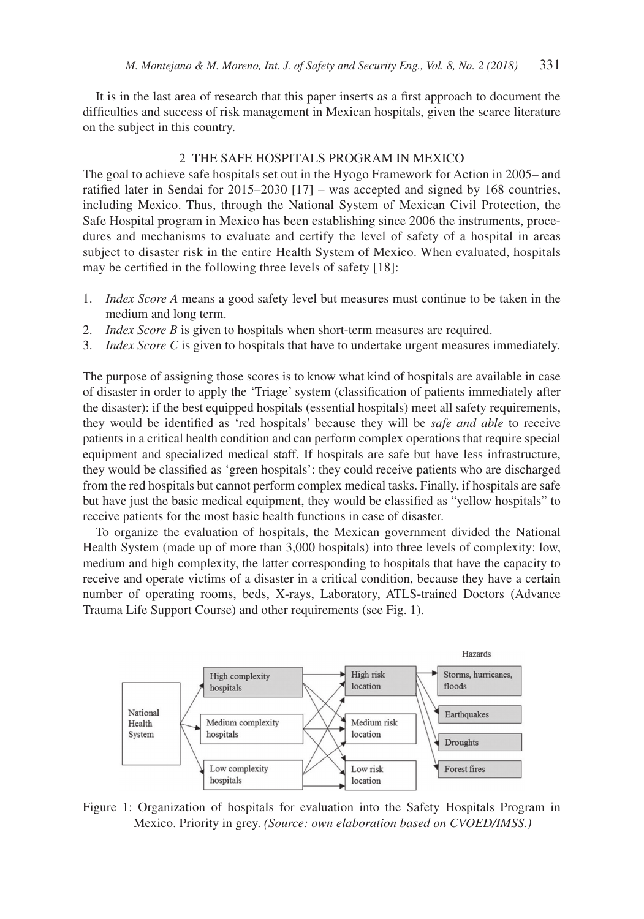It is in the last area of research that this paper inserts as a first approach to document the difficulties and success of risk management in Mexican hospitals, given the scarce literature on the subject in this country.

## 2 THE SAFE HOSPITALS PROGRAM IN MEXICO

The goal to achieve safe hospitals set out in the Hyogo Framework for Action in 2005– and ratified later in Sendai for 2015–2030 [17] – was accepted and signed by 168 countries, including Mexico. Thus, through the National System of Mexican Civil Protection, the Safe Hospital program in Mexico has been establishing since 2006 the instruments, procedures and mechanisms to evaluate and certify the level of safety of a hospital in areas subject to disaster risk in the entire Health System of Mexico. When evaluated, hospitals may be certified in the following three levels of safety [18]:

1. *Index Score A* means a good safety level but measures must continue to be taken in the medium and long term.
2. *Index Score B* is given to hospitals when short-term measures are required.
3. *Index Score C* is given to hospitals that have to undertake urgent measures immediately.

The purpose of assigning those scores is to know what kind of hospitals are available in case of disaster in order to apply the 'Triage' system (classification of patients immediately after the disaster): if the best equipped hospitals (essential hospitals) meet all safety requirements, they would be identified as 'red hospitals' because they will be *safe and able* to receive patients in a critical health condition and can perform complex operations that require special equipment and specialized medical staff. If hospitals are safe but have less infrastructure, they would be classified as 'green hospitals': they could receive patients who are discharged from the red hospitals but cannot perform complex medical tasks. Finally, if hospitals are safe but have just the basic medical equipment, they would be classified as "yellow hospitals" to receive patients for the most basic health functions in case of disaster.

To organize the evaluation of hospitals, the Mexican government divided the National Health System (made up of more than 3,000 hospitals) into three levels of complexity: low, medium and high complexity, the latter corresponding to hospitals that have the capacity to receive and operate victims of a disaster in a critical condition, because they have a certain number of operating rooms, beds, X-rays, Laboratory, ATLS-trained Doctors (Advance Trauma Life Support Course) and other requirements (see Fig. 1).

Figure 1: Organization of hospitals for evaluation into the Safety Hospitals Program in Mexico. Priority in grey. *(Source: own elaboration based on CVOED/IMSS.)*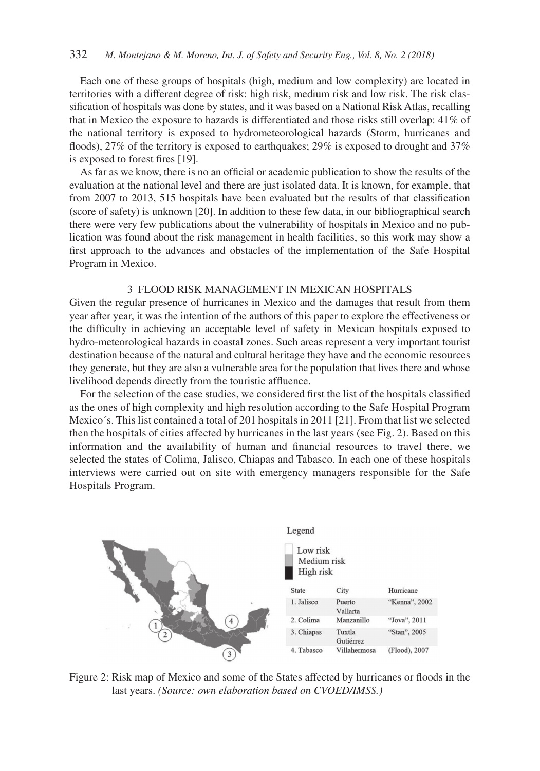Each one of these groups of hospitals (high, medium and low complexity) are located in territories with a different degree of risk: high risk, medium risk and low risk. The risk classification of hospitals was done by states, and it was based on a National Risk Atlas, recalling that in Mexico the exposure to hazards is differentiated and those risks still overlap: 41% of the national territory is exposed to hydrometeorological hazards (Storm, hurricanes and floods), 27% of the territory is exposed to earthquakes; 29% is exposed to drought and 37% is exposed to forest fires [19].

As far as we know, there is no an official or academic publication to show the results of the evaluation at the national level and there are just isolated data. It is known, for example, that from 2007 to 2013, 515 hospitals have been evaluated but the results of that classification (score of safety) is unknown [20]. In addition to these few data, in our bibliographical search there were very few publications about the vulnerability of hospitals in Mexico and no publication was found about the risk management in health facilities, so this work may show a first approach to the advances and obstacles of the implementation of the Safe Hospital Program in Mexico.

## 3 FLOOD RISK MANAGEMENT IN MEXICAN HOSPITALS

Given the regular presence of hurricanes in Mexico and the damages that result from them year after year, it was the intention of the authors of this paper to explore the effectiveness or the difficulty in achieving an acceptable level of safety in Mexican hospitals exposed to hydro-meteorological hazards in coastal zones. Such areas represent a very important tourist destination because of the natural and cultural heritage they have and the economic resources they generate, but they are also a vulnerable area for the population that lives there and whose livelihood depends directly from the touristic affluence.

For the selection of the case studies, we considered first the list of the hospitals classified as the ones of high complexity and high resolution according to the Safe Hospital Program Mexico´s. This list contained a total of 201 hospitals in 2011 [21]. From that list we selected then the hospitals of cities affected by hurricanes in the last years (see Fig. 2). Based on this information and the availability of human and financial resources to travel there, we selected the states of Colima, Jalisco, Chiapas and Tabasco. In each one of these hospitals interviews were carried out on site with emergency managers responsible for the Safe Hospitals Program.

Legend
- Low risk
- Medium risk
- High risk

| State | City | Hurricane |
|---|---|---|
| 1. Jalisco | Puerto Vallarta | "Kenna", 2002 |
| 2. Colima | Manzanillo | "Jova", 2011 |
| 3. Chiapas | Tuxtla Gutiérrez | "Stan", 2005 |
| 4. Tabasco | Villahermosa | (Flood), 2007 |

Figure 2: Risk map of Mexico and some of the States affected by hurricanes or floods in the last years. *(Source: own elaboration based on CVOED/IMSS.)*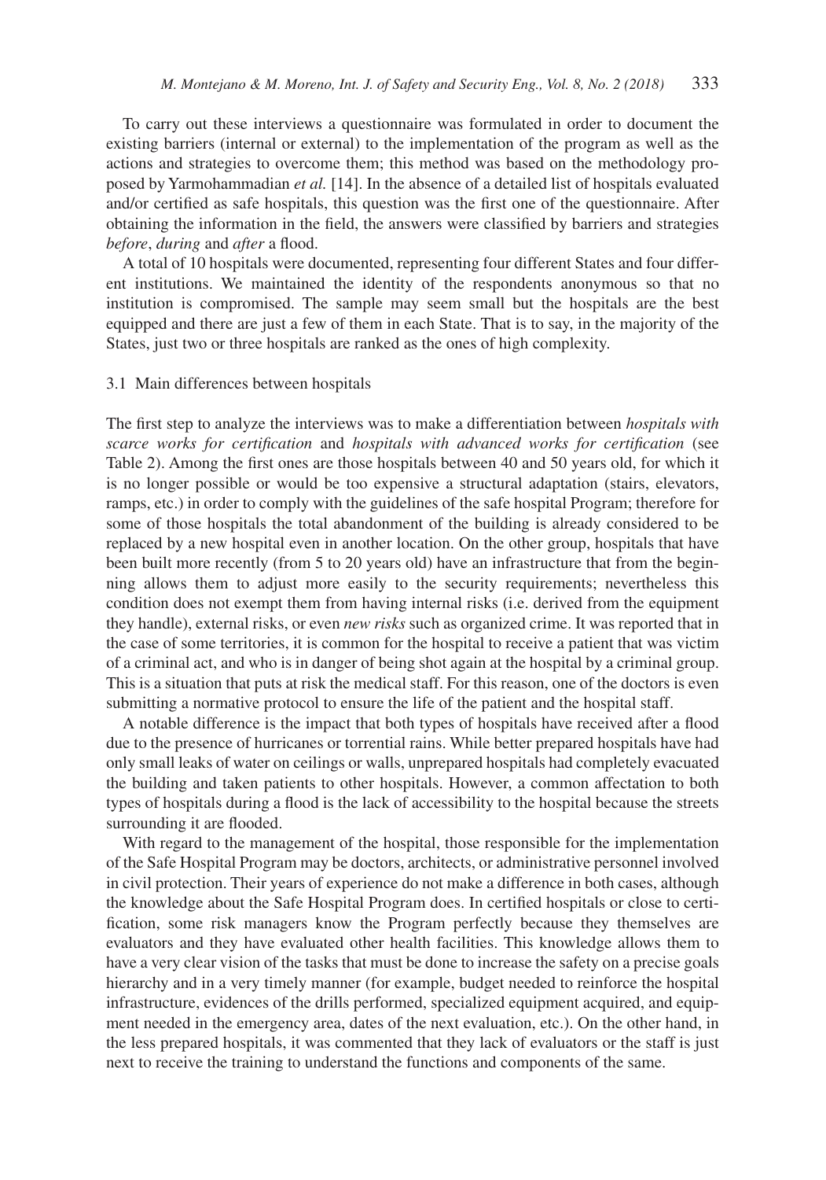To carry out these interviews a questionnaire was formulated in order to document the existing barriers (internal or external) to the implementation of the program as well as the actions and strategies to overcome them; this method was based on the methodology proposed by Yarmohammadian *et al.* [14]. In the absence of a detailed list of hospitals evaluated and/or certified as safe hospitals, this question was the first one of the questionnaire. After obtaining the information in the field, the answers were classified by barriers and strategies *before*, *during* and *after* a flood.

A total of 10 hospitals were documented, representing four different States and four different institutions. We maintained the identity of the respondents anonymous so that no institution is compromised. The sample may seem small but the hospitals are the best equipped and there are just a few of them in each State. That is to say, in the majority of the States, just two or three hospitals are ranked as the ones of high complexity.

### 3.1 Main differences between hospitals

The first step to analyze the interviews was to make a differentiation between *hospitals with scarce works for certification* and *hospitals with advanced works for certification* (see Table 2). Among the first ones are those hospitals between 40 and 50 years old, for which it is no longer possible or would be too expensive a structural adaptation (stairs, elevators, ramps, etc.) in order to comply with the guidelines of the safe hospital Program; therefore for some of those hospitals the total abandonment of the building is already considered to be replaced by a new hospital even in another location. On the other group, hospitals that have been built more recently (from 5 to 20 years old) have an infrastructure that from the beginning allows them to adjust more easily to the security requirements; nevertheless this condition does not exempt them from having internal risks (i.e. derived from the equipment they handle), external risks, or even *new risks* such as organized crime. It was reported that in the case of some territories, it is common for the hospital to receive a patient that was victim of a criminal act, and who is in danger of being shot again at the hospital by a criminal group. This is a situation that puts at risk the medical staff. For this reason, one of the doctors is even submitting a normative protocol to ensure the life of the patient and the hospital staff.

A notable difference is the impact that both types of hospitals have received after a flood due to the presence of hurricanes or torrential rains. While better prepared hospitals have had only small leaks of water on ceilings or walls, unprepared hospitals had completely evacuated the building and taken patients to other hospitals. However, a common affectation to both types of hospitals during a flood is the lack of accessibility to the hospital because the streets surrounding it are flooded.

With regard to the management of the hospital, those responsible for the implementation of the Safe Hospital Program may be doctors, architects, or administrative personnel involved in civil protection. Their years of experience do not make a difference in both cases, although the knowledge about the Safe Hospital Program does. In certified hospitals or close to certification, some risk managers know the Program perfectly because they themselves are evaluators and they have evaluated other health facilities. This knowledge allows them to have a very clear vision of the tasks that must be done to increase the safety on a precise goals hierarchy and in a very timely manner (for example, budget needed to reinforce the hospital infrastructure, evidences of the drills performed, specialized equipment acquired, and equipment needed in the emergency area, dates of the next evaluation, etc.). On the other hand, in the less prepared hospitals, it was commented that they lack of evaluators or the staff is just next to receive the training to understand the functions and components of the same.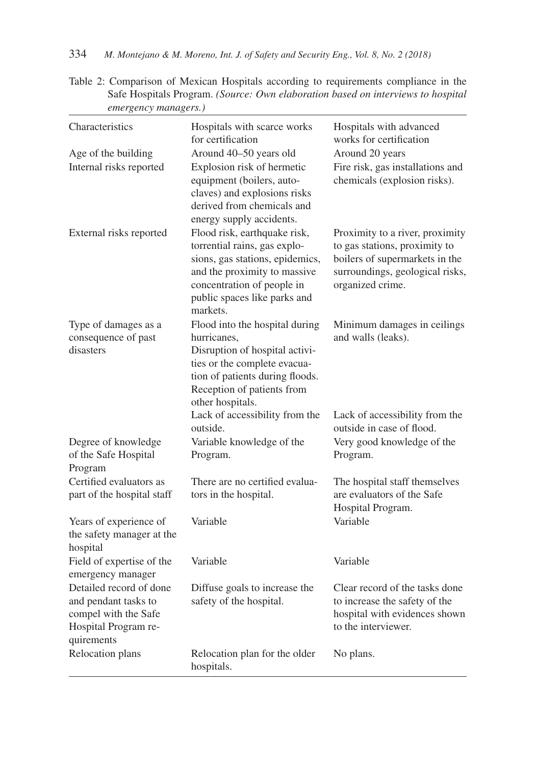Table 2: Comparison of Mexican Hospitals according to requirements compliance in the Safe Hospitals Program. *(Source: Own elaboration based on interviews to hospital emergency managers.)*

| Characteristics | Hospitals with scarce works for certification | Hospitals with advanced works for certification |
|---|---|---|
| Age of the building | Around 40–50 years old | Around 20 years |
| Internal risks reported | Explosion risk of hermetic equipment (boilers, autoclaves) and explosions risks derived from chemicals and energy supply accidents. | Fire risk, gas installations and chemicals (explosion risks). |
| External risks reported | Flood risk, earthquake risk, torrential rains, gas explosions, gas stations, epidemics, and the proximity to massive concentration of people in public spaces like parks and markets. | Proximity to a river, proximity to gas stations, proximity to boilers of supermarkets in the surroundings, geological risks, organized crime. |
| Type of damages as a consequence of past disasters | Flood into the hospital during hurricanes, Disruption of hospital activities or the complete evacuation of patients during floods. Reception of patients from other hospitals. Lack of accessibility from the outside. | Minimum damages in ceilings and walls (leaks). Lack of accessibility from the outside in case of flood. |
| Degree of knowledge of the Safe Hospital Program | Variable knowledge of the Program. | Very good knowledge of the Program. |
| Certified evaluators as part of the hospital staff | There are no certified evaluators in the hospital. | The hospital staff themselves are evaluators of the Safe Hospital Program. |
| Years of experience of the safety manager at the hospital | Variable | Variable |
| Field of expertise of the emergency manager | Variable | Variable |
| Detailed record of done and pendant tasks to compel with the Safe Hospital Program requirements | Diffuse goals to increase the safety of the hospital. | Clear record of the tasks done to increase the safety of the hospital with evidences shown to the interviewer. |
| Relocation plans | Relocation plan for the older hospitals. | No plans. |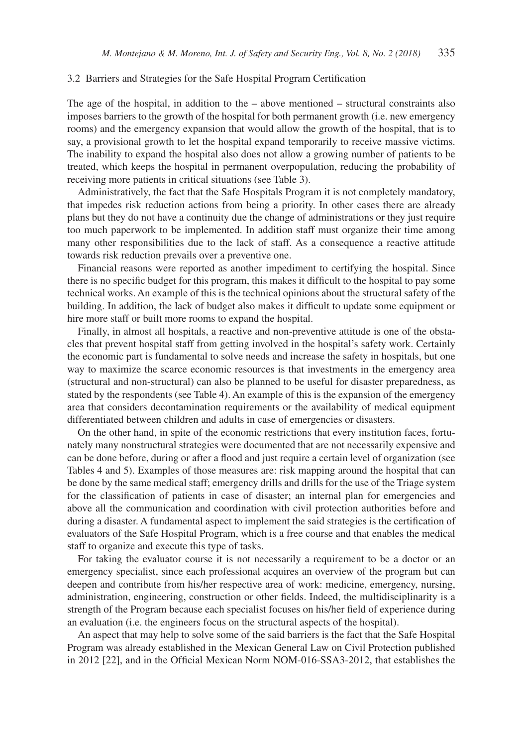### 3.2 Barriers and Strategies for the Safe Hospital Program Certification

The age of the hospital, in addition to the – above mentioned – structural constraints also imposes barriers to the growth of the hospital for both permanent growth (i.e. new emergency rooms) and the emergency expansion that would allow the growth of the hospital, that is to say, a provisional growth to let the hospital expand temporarily to receive massive victims. The inability to expand the hospital also does not allow a growing number of patients to be treated, which keeps the hospital in permanent overpopulation, reducing the probability of receiving more patients in critical situations (see Table 3).

Administratively, the fact that the Safe Hospitals Program it is not completely mandatory, that impedes risk reduction actions from being a priority. In other cases there are already plans but they do not have a continuity due the change of administrations or they just require too much paperwork to be implemented. In addition staff must organize their time among many other responsibilities due to the lack of staff. As a consequence a reactive attitude towards risk reduction prevails over a preventive one.

Financial reasons were reported as another impediment to certifying the hospital. Since there is no specific budget for this program, this makes it difficult to the hospital to pay some technical works. An example of this is the technical opinions about the structural safety of the building. In addition, the lack of budget also makes it difficult to update some equipment or hire more staff or built more rooms to expand the hospital.

Finally, in almost all hospitals, a reactive and non-preventive attitude is one of the obstacles that prevent hospital staff from getting involved in the hospital's safety work. Certainly the economic part is fundamental to solve needs and increase the safety in hospitals, but one way to maximize the scarce economic resources is that investments in the emergency area (structural and non-structural) can also be planned to be useful for disaster preparedness, as stated by the respondents (see Table 4). An example of this is the expansion of the emergency area that considers decontamination requirements or the availability of medical equipment differentiated between children and adults in case of emergencies or disasters.

On the other hand, in spite of the economic restrictions that every institution faces, fortunately many nonstructural strategies were documented that are not necessarily expensive and can be done before, during or after a flood and just require a certain level of organization (see Tables 4 and 5). Examples of those measures are: risk mapping around the hospital that can be done by the same medical staff; emergency drills and drills for the use of the Triage system for the classification of patients in case of disaster; an internal plan for emergencies and above all the communication and coordination with civil protection authorities before and during a disaster. A fundamental aspect to implement the said strategies is the certification of evaluators of the Safe Hospital Program, which is a free course and that enables the medical staff to organize and execute this type of tasks.

For taking the evaluator course it is not necessarily a requirement to be a doctor or an emergency specialist, since each professional acquires an overview of the program but can deepen and contribute from his/her respective area of work: medicine, emergency, nursing, administration, engineering, construction or other fields. Indeed, the multidisciplinarity is a strength of the Program because each specialist focuses on his/her field of experience during an evaluation (i.e. the engineers focus on the structural aspects of the hospital).

An aspect that may help to solve some of the said barriers is the fact that the Safe Hospital Program was already established in the Mexican General Law on Civil Protection published in 2012 [22], and in the Official Mexican Norm NOM-016-SSA3-2012, that establishes the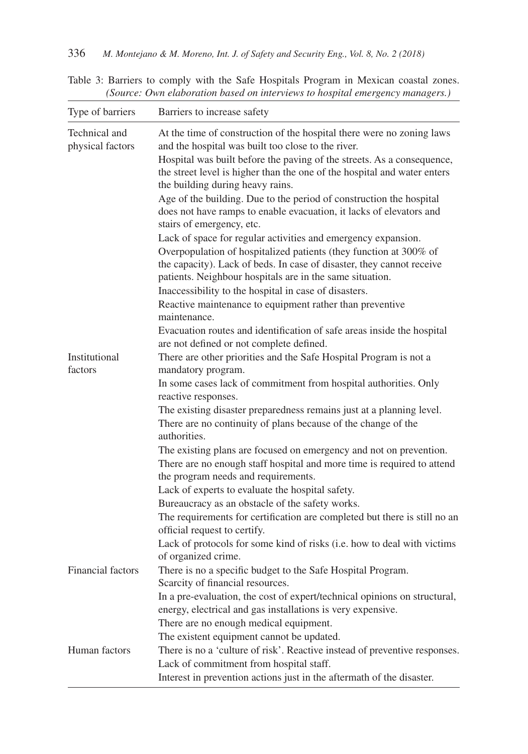Table 3: Barriers to comply with the Safe Hospitals Program in Mexican coastal zones. *(Source: Own elaboration based on interviews to hospital emergency managers.)*

| Type of barriers | Barriers to increase safety |
|---|---|
| Technical and physical factors | At the time of construction of the hospital there were no zoning laws and the hospital was built too close to the river. |
| | Hospital was built before the paving of the streets. As a consequence, the street level is higher than the one of the hospital and water enters the building during heavy rains. |
| | Age of the building. Due to the period of construction the hospital does not have ramps to enable evacuation, it lacks of elevators and stairs of emergency, etc. |
| | Lack of space for regular activities and emergency expansion. |
| | Overpopulation of hospitalized patients (they function at 300% of the capacity). Lack of beds. In case of disaster, they cannot receive patients. Neighbour hospitals are in the same situation. |
| | Inaccessibility to the hospital in case of disasters. |
| | Reactive maintenance to equipment rather than preventive maintenance. |
| | Evacuation routes and identification of safe areas inside the hospital are not defined or not complete defined. |
| Institutional factors | There are other priorities and the Safe Hospital Program is not a mandatory program. |
| | In some cases lack of commitment from hospital authorities. Only reactive responses. |
| | The existing disaster preparedness remains just at a planning level. |
| | There are no continuity of plans because of the change of the authorities. |
| | The existing plans are focused on emergency and not on prevention. |
| | There are no enough staff hospital and more time is required to attend the program needs and requirements. |
| | Lack of experts to evaluate the hospital safety. |
| | Bureaucracy as an obstacle of the safety works. |
| | The requirements for certification are completed but there is still no an official request to certify. |
| | Lack of protocols for some kind of risks (i.e. how to deal with victims of organized crime. |
| Financial factors | There is no a specific budget to the Safe Hospital Program. |
| | Scarcity of financial resources. |
| | In a pre-evaluation, the cost of expert/technical opinions on structural, energy, electrical and gas installations is very expensive. |
| | There are no enough medical equipment. |
| | The existent equipment cannot be updated. |
| Human factors | There is no a 'culture of risk'. Reactive instead of preventive responses. |
| | Lack of commitment from hospital staff. |
| | Interest in prevention actions just in the aftermath of the disaster. |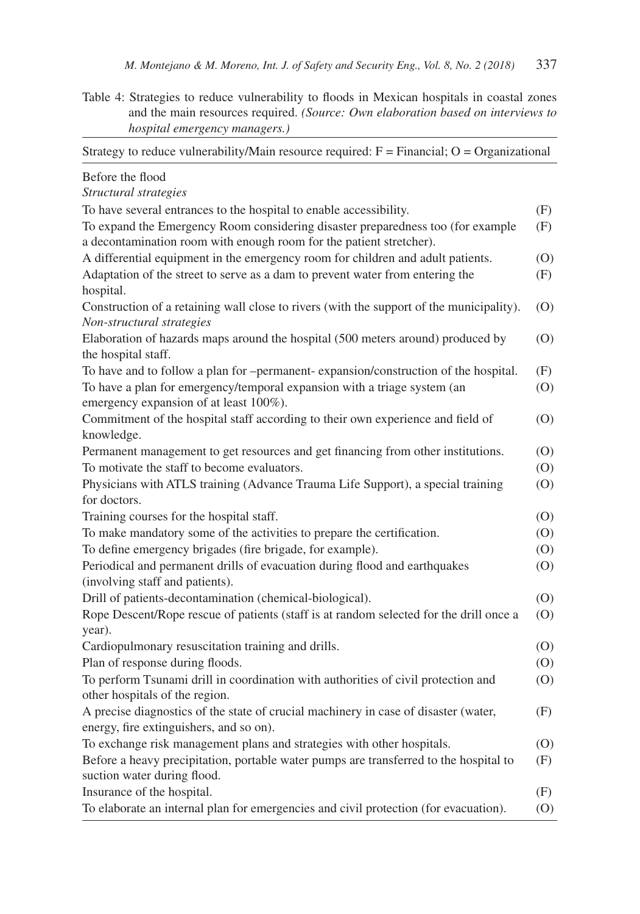Table 4: Strategies to reduce vulnerability to floods in Mexican hospitals in coastal zones and the main resources required. *(Source: Own elaboration based on interviews to hospital emergency managers.)*

| Strategy to reduce vulnerability/Main resource required: F = Financial; O = Organizational | |
|---|---|
| Before the flood | |
| *Structural strategies* | |
| To have several entrances to the hospital to enable accessibility. | (F) |
| To expand the Emergency Room considering disaster preparedness too (for example a decontamination room with enough room for the patient stretcher). | (F) |
| A differential equipment in the emergency room for children and adult patients. | (O) |
| Adaptation of the street to serve as a dam to prevent water from entering the hospital. | (F) |
| Construction of a retaining wall close to rivers (with the support of the municipality). | (O) |
| *Non-structural strategies* | |
| Elaboration of hazards maps around the hospital (500 meters around) produced by the hospital staff. | (O) |
| To have and to follow a plan for –permanent- expansion/construction of the hospital. | (F) |
| To have a plan for emergency/temporal expansion with a triage system (an emergency expansion of at least 100%). | (O) |
| Commitment of the hospital staff according to their own experience and field of knowledge. | (O) |
| Permanent management to get resources and get financing from other institutions. | (O) |
| To motivate the staff to become evaluators. | (O) |
| Physicians with ATLS training (Advance Trauma Life Support), a special training for doctors. | (O) |
| Training courses for the hospital staff. | (O) |
| To make mandatory some of the activities to prepare the certification. | (O) |
| To define emergency brigades (fire brigade, for example). | (O) |
| Periodical and permanent drills of evacuation during flood and earthquakes (involving staff and patients). | (O) |
| Drill of patients-decontamination (chemical-biological). | (O) |
| Rope Descent/Rope rescue of patients (staff is at random selected for the drill once a year). | (O) |
| Cardiopulmonary resuscitation training and drills. | (O) |
| Plan of response during floods. | (O) |
| To perform Tsunami drill in coordination with authorities of civil protection and other hospitals of the region. | (O) |
| A precise diagnostics of the state of crucial machinery in case of disaster (water, energy, fire extinguishers, and so on). | (F) |
| To exchange risk management plans and strategies with other hospitals. | (O) |
| Before a heavy precipitation, portable water pumps are transferred to the hospital to suction water during flood. | (F) |
| Insurance of the hospital. | (F) |
| To elaborate an internal plan for emergencies and civil protection (for evacuation). | (O) |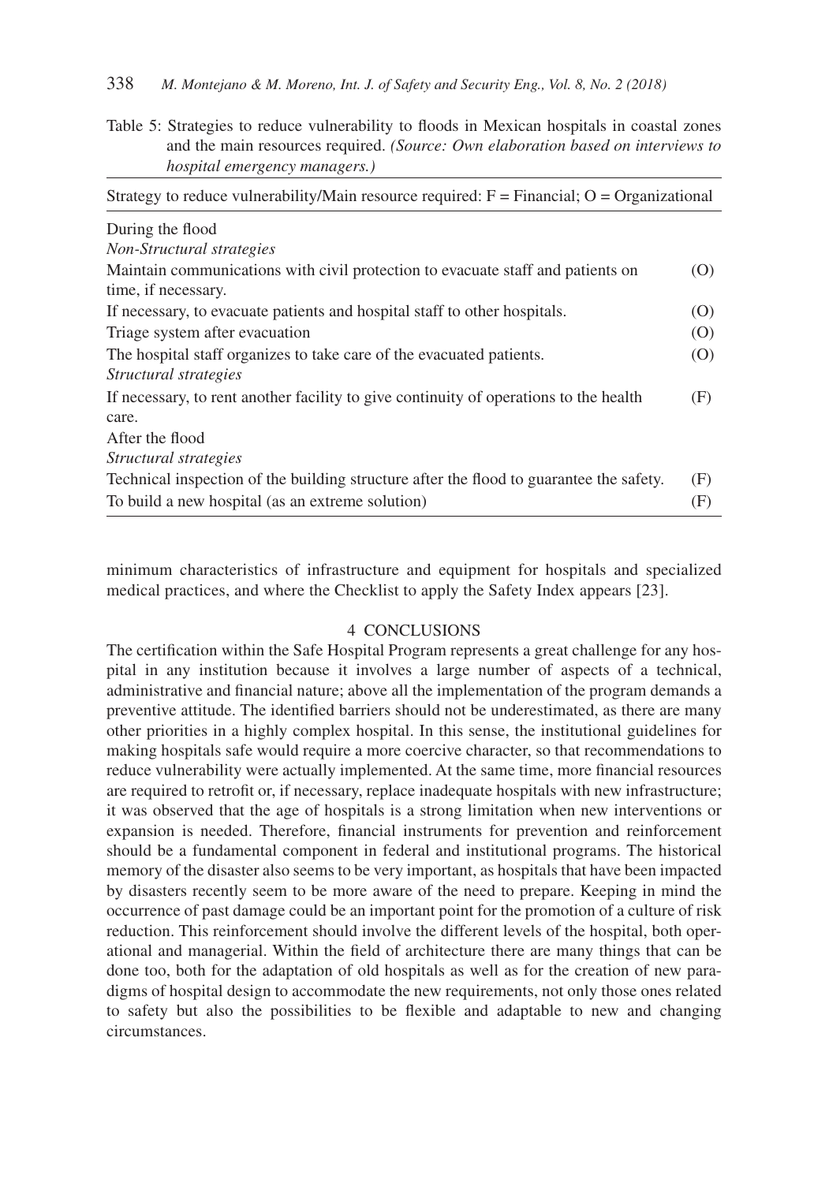Table 5: Strategies to reduce vulnerability to floods in Mexican hospitals in coastal zones and the main resources required. *(Source: Own elaboration based on interviews to hospital emergency managers.)*

| Strategy to reduce vulnerability/Main resource required: F = Financial; O = Organizational | |
|---|---|
| During the flood | |
| *Non-Structural strategies* | |
| Maintain communications with civil protection to evacuate staff and patients on time, if necessary. | (O) |
| If necessary, to evacuate patients and hospital staff to other hospitals. | (O) |
| Triage system after evacuation | (O) |
| The hospital staff organizes to take care of the evacuated patients. | (O) |
| *Structural strategies* | |
| If necessary, to rent another facility to give continuity of operations to the health care. | (F) |
| After the flood | |
| *Structural strategies* | |
| Technical inspection of the building structure after the flood to guarantee the safety. | (F) |
| To build a new hospital (as an extreme solution) | (F) |

minimum characteristics of infrastructure and equipment for hospitals and specialized medical practices, and where the Checklist to apply the Safety Index appears [23].

## 4 CONCLUSIONS

The certification within the Safe Hospital Program represents a great challenge for any hospital in any institution because it involves a large number of aspects of a technical, administrative and financial nature; above all the implementation of the program demands a preventive attitude. The identified barriers should not be underestimated, as there are many other priorities in a highly complex hospital. In this sense, the institutional guidelines for making hospitals safe would require a more coercive character, so that recommendations to reduce vulnerability were actually implemented. At the same time, more financial resources are required to retrofit or, if necessary, replace inadequate hospitals with new infrastructure; it was observed that the age of hospitals is a strong limitation when new interventions or expansion is needed. Therefore, financial instruments for prevention and reinforcement should be a fundamental component in federal and institutional programs. The historical memory of the disaster also seems to be very important, as hospitals that have been impacted by disasters recently seem to be more aware of the need to prepare. Keeping in mind the occurrence of past damage could be an important point for the promotion of a culture of risk reduction. This reinforcement should involve the different levels of the hospital, both operational and managerial. Within the field of architecture there are many things that can be done too, both for the adaptation of old hospitals as well as for the creation of new paradigms of hospital design to accommodate the new requirements, not only those ones related to safety but also the possibilities to be flexible and adaptable to new and changing circumstances.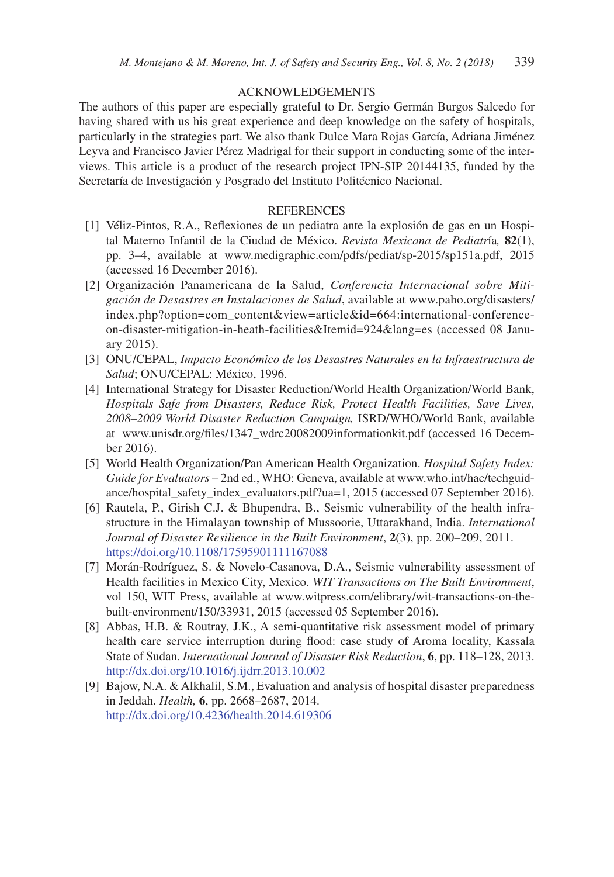## ACKNOWLEDGEMENTS

The authors of this paper are especially grateful to Dr. Sergio Germán Burgos Salcedo for having shared with us his great experience and deep knowledge on the safety of hospitals, particularly in the strategies part. We also thank Dulce Mara Rojas García, Adriana Jiménez Leyva and Francisco Javier Pérez Madrigal for their support in conducting some of the interviews. This article is a product of the research project IPN-SIP 20144135, funded by the Secretaría de Investigación y Posgrado del Instituto Politécnico Nacional.

## REFERENCES

[1] Véliz-Pintos, R.A., Reflexiones de un pediatra ante la explosión de gas en un Hospital Materno Infantil de la Ciudad de México. *Revista Mexicana de Pediatría*, **82**(1), pp. 3–4, available at www.medigraphic.com/pdfs/pediat/sp-2015/sp151a.pdf, 2015 (accessed 16 December 2016).

[2] Organización Panamericana de la Salud, *Conferencia Internacional sobre Mitigación de Desastres en Instalaciones de Salud*, available at www.paho.org/disasters/index.php?option=com_content&view=article&id=664:international-conference-on-disaster-mitigation-in-heath-facilities&Itemid=924&lang=es (accessed 08 January 2015).

[3] ONU/CEPAL, *Impacto Económico de los Desastres Naturales en la Infraestructura de Salud*; ONU/CEPAL: México, 1996.

[4] International Strategy for Disaster Reduction/World Health Organization/World Bank, *Hospitals Safe from Disasters, Reduce Risk, Protect Health Facilities, Save Lives, 2008–2009 World Disaster Reduction Campaign,* ISRD/WHO/World Bank, available at www.unisdr.org/files/1347_wdrc20082009informationkit.pdf (accessed 16 December 2016).

[5] World Health Organization/Pan American Health Organization. *Hospital Safety Index: Guide for Evaluators* – 2nd ed., WHO: Geneva, available at www.who.int/hac/techguidance/hospital_safety_index_evaluators.pdf?ua=1, 2015 (accessed 07 September 2016).

[6] Rautela, P., Girish C.J. & Bhupendra, B., Seismic vulnerability of the health infrastructure in the Himalayan township of Mussoorie, Uttarakhand, India. *International Journal of Disaster Resilience in the Built Environment*, **2**(3), pp. 200–209, 2011. https://doi.org/10.1108/17595901111167088

[7] Morán-Rodríguez, S. & Novelo-Casanova, D.A., Seismic vulnerability assessment of Health facilities in Mexico City, Mexico. *WIT Transactions on The Built Environment*, vol 150, WIT Press, available at www.witpress.com/elibrary/wit-transactions-on-the-built-environment/150/33931, 2015 (accessed 05 September 2016).

[8] Abbas, H.B. & Routray, J.K., A semi-quantitative risk assessment model of primary health care service interruption during flood: case study of Aroma locality, Kassala State of Sudan. *International Journal of Disaster Risk Reduction*, **6**, pp. 118–128, 2013. http://dx.doi.org/10.1016/j.ijdrr.2013.10.002

[9] Bajow, N.A. & Alkhalil, S.M., Evaluation and analysis of hospital disaster preparedness in Jeddah. *Health,* **6**, pp. 2668–2687, 2014. http://dx.doi.org/10.4236/health.2014.619306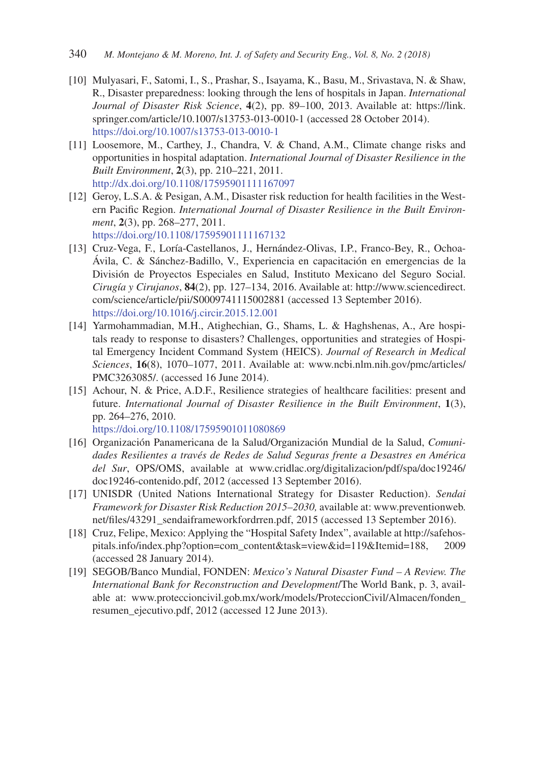[10] Mulyasari, F., Satomi, I., S., Prashar, S., Isayama, K., Basu, M., Srivastava, N. & Shaw, R., Disaster preparedness: looking through the lens of hospitals in Japan. *International Journal of Disaster Risk Science*, **4**(2), pp. 89–100, 2013. Available at: https://link.springer.com/article/10.1007/s13753-013-0010-1 (accessed 28 October 2014). https://doi.org/10.1007/s13753-013-0010-1

[11] Loosemore, M., Carthey, J., Chandra, V. & Chand, A.M., Climate change risks and opportunities in hospital adaptation. *International Journal of Disaster Resilience in the Built Environment*, **2**(3), pp. 210–221, 2011. http://dx.doi.org/10.1108/17595901111167097

[12] Geroy, L.S.A. & Pesigan, A.M., Disaster risk reduction for health facilities in the Western Pacific Region. *International Journal of Disaster Resilience in the Built Environment*, **2**(3), pp. 268–277, 2011. https://doi.org/10.1108/17595901111167132

[13] Cruz-Vega, F., Loría-Castellanos, J., Hernández-Olivas, I.P., Franco-Bey, R., Ochoa-Ávila, C. & Sánchez-Badillo, V., Experiencia en capacitación en emergencias de la División de Proyectos Especiales en Salud, Instituto Mexicano del Seguro Social. *Cirugía y Cirujanos*, **84**(2), pp. 127–134, 2016. Available at: http://www.sciencedirect.com/science/article/pii/S0009741115002881 (accessed 13 September 2016). https://doi.org/10.1016/j.circir.2015.12.001

[14] Yarmohammadian, M.H., Atighechian, G., Shams, L. & Haghshenas, A., Are hospitals ready to response to disasters? Challenges, opportunities and strategies of Hospital Emergency Incident Command System (HEICS). *Journal of Research in Medical Sciences*, **16**(8), 1070–1077, 2011. Available at: www.ncbi.nlm.nih.gov/pmc/articles/PMC3263085/. (accessed 16 June 2014).

[15] Achour, N. & Price, A.D.F., Resilience strategies of healthcare facilities: present and future. *International Journal of Disaster Resilience in the Built Environment*, **1**(3), pp. 264–276, 2010. https://doi.org/10.1108/17595901011080869

[16] Organización Panamericana de la Salud/Organización Mundial de la Salud, *Comunidades Resilientes a través de Redes de Salud Seguras frente a Desastres en América del Sur*, OPS/OMS, available at www.cridlac.org/digitalizacion/pdf/spa/doc19246/doc19246-contenido.pdf, 2012 (accessed 13 September 2016).

[17] UNISDR (United Nations International Strategy for Disaster Reduction). *Sendai Framework for Disaster Risk Reduction 2015–2030,* available at: www.preventionweb.net/files/43291_sendaiframeworkfordrren.pdf, 2015 (accessed 13 September 2016).

[18] Cruz, Felipe, Mexico: Applying the "Hospital Safety Index", available at http://safehospitals.info/index.php?option=com_content&task=view&id=119&Itemid=188, 2009 (accessed 28 January 2014).

[19] SEGOB/Banco Mundial, FONDEN: *Mexico's Natural Disaster Fund – A Review. The International Bank for Reconstruction and Development*/The World Bank, p. 3, available at: www.proteccioncivil.gob.mx/work/models/ProteccionCivil/Almacen/fonden_resumen_ejecutivo.pdf, 2012 (accessed 12 June 2013).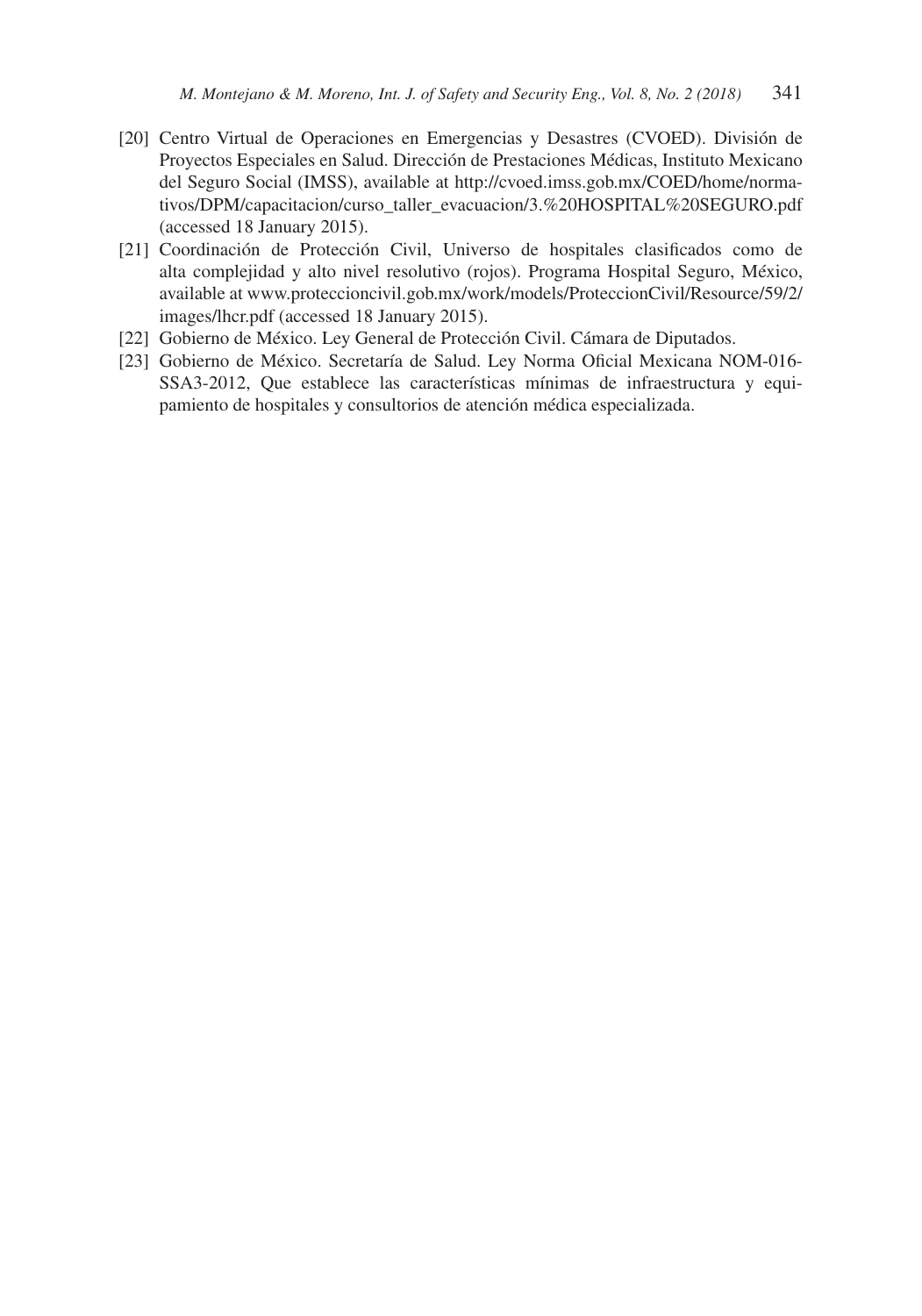[20] Centro Virtual de Operaciones en Emergencias y Desastres (CVOED). División de Proyectos Especiales en Salud. Dirección de Prestaciones Médicas, Instituto Mexicano del Seguro Social (IMSS), available at http://cvoed.imss.gob.mx/COED/home/normativos/DPM/capacitacion/curso_taller_evacuacion/3.%20HOSPITAL%20SEGURO.pdf (accessed 18 January 2015).

[21] Coordinación de Protección Civil, Universo de hospitales clasificados como de alta complejidad y alto nivel resolutivo (rojos). Programa Hospital Seguro, México, available at www.proteccioncivil.gob.mx/work/models/ProteccionCivil/Resource/59/2/images/lhcr.pdf (accessed 18 January 2015).

[22] Gobierno de México. Ley General de Protección Civil. Cámara de Diputados.

[23] Gobierno de México. Secretaría de Salud. Ley Norma Oficial Mexicana NOM-016-SSA3-2012, Que establece las características mínimas de infraestructura y equipamiento de hospitales y consultorios de atención médica especializada.